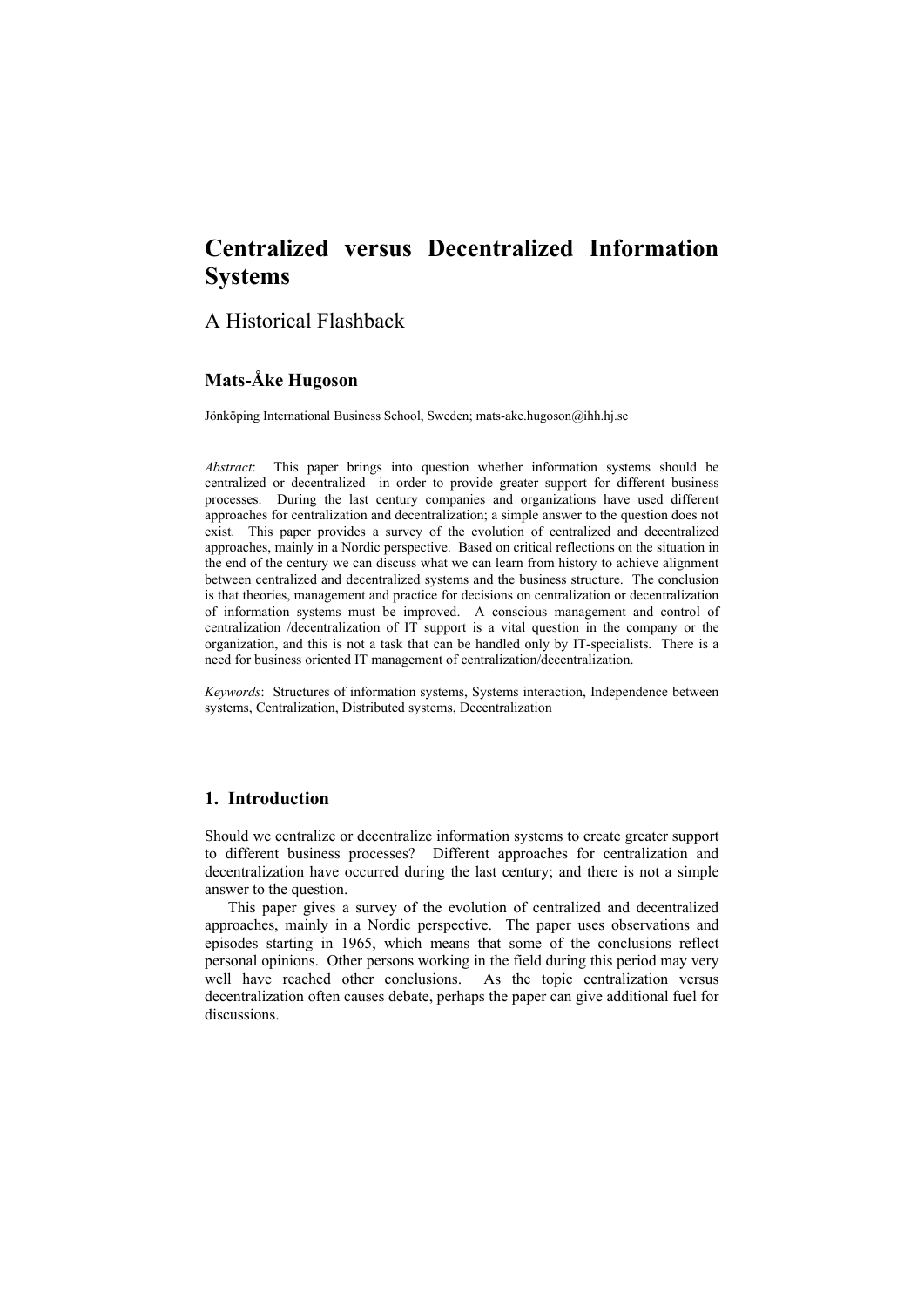# Centralized versus Decentralized Information Systems

## A Historical Flashback

**Mats-Åke Hugoson**

Jönköping International Business School, Sweden; mats-ake.hugoson@ihh.hj.se

*Abstract*: This paper brings into question whether information systems should be centralized or decentralized in order to provide greater support for different business processes. During the last century companies and organizations have used different approaches for centralization and decentralization; a simple answer to the question does not exist. This paper provides a survey of the evolution of centralized and decentralized approaches, mainly in a Nordic perspective. Based on critical reflections on the situation in the end of the century we can discuss what we can learn from history to achieve alignment between centralized and decentralized systems and the business structure. The conclusion is that theories, management and practice for decisions on centralization or decentralization of information systems must be improved. A conscious management and control of centralization /decentralization of IT support is a vital question in the company or the organization, and this is not a task that can be handled only by IT-specialists. There is a need for business oriented IT management of centralization/decentralization.

*Keywords*: Structures of information systems, Systems interaction, Independence between systems, Centralization, Distributed systems, Decentralization

## 1. Introduction

Should we centralize or decentralize information systems to create greater support to different business processes? Different approaches for centralization and decentralization have occurred during the last century; and there is not a simple answer to the question.

This paper gives a survey of the evolution of centralized and decentralized approaches, mainly in a Nordic perspective. The paper uses observations and episodes starting in 1965, which means that some of the conclusions reflect personal opinions. Other persons working in the field during this period may very well have reached other conclusions. As the topic centralization versus decentralization often causes debate, perhaps the paper can give additional fuel for discussions.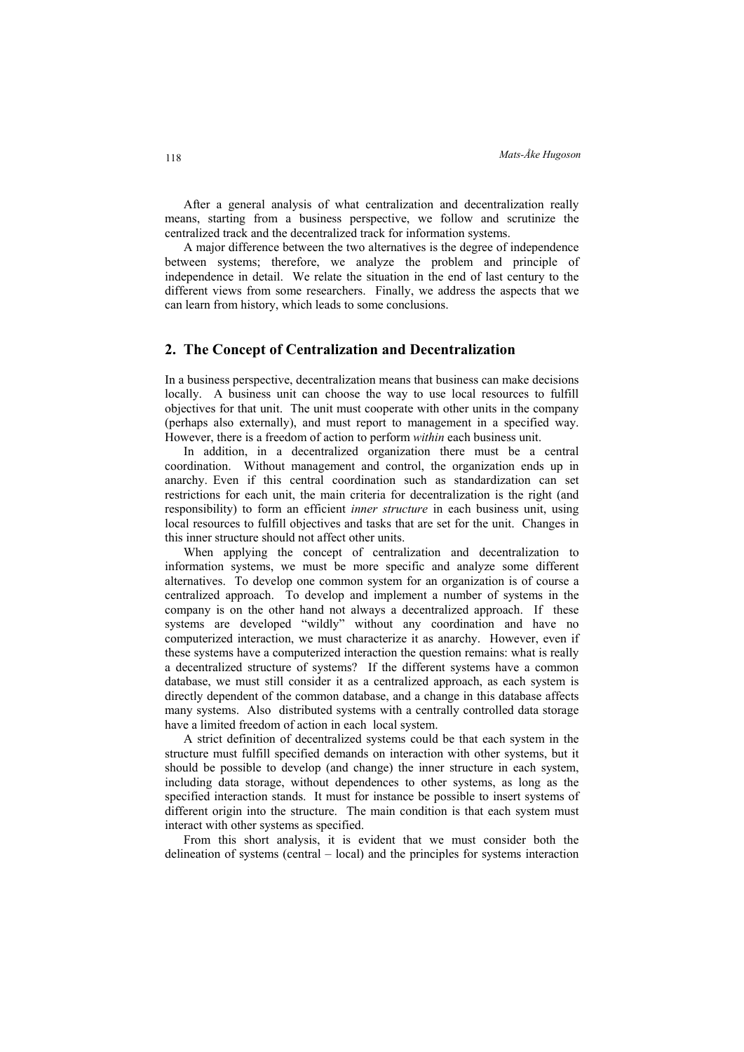After a general analysis of what centralization and decentralization really means, starting from a business perspective, we follow and scrutinize the centralized track and the decentralized track for information systems.

A major difference between the two alternatives is the degree of independence between systems; therefore, we analyze the problem and principle of independence in detail. We relate the situation in the end of last century to the different views from some researchers. Finally, we address the aspects that we can learn from history, which leads to some conclusions.

## 2. The Concept of Centralization and Decentralization

In a business perspective, decentralization means that business can make decisions locally. A business unit can choose the way to use local resources to fulfill objectives for that unit. The unit must cooperate with other units in the company (perhaps also externally), and must report to management in a specified way. However, there is a freedom of action to perform *within* each business unit.

In addition, in a decentralized organization there must be a central coordination. Without management and control, the organization ends up in anarchy. Even if this central coordination such as standardization can set restrictions for each unit, the main criteria for decentralization is the right (and responsibility) to form an efficient *inner structure* in each business unit, using local resources to fulfill objectives and tasks that are set for the unit. Changes in this inner structure should not affect other units.

When applying the concept of centralization and decentralization to information systems, we must be more specific and analyze some different alternatives. To develop one common system for an organization is of course a centralized approach. To develop and implement a number of systems in the company is on the other hand not always a decentralized approach. If these systems are developed "wildly" without any coordination and have no computerized interaction, we must characterize it as anarchy. However, even if these systems have a computerized interaction the question remains: what is really a decentralized structure of systems? If the different systems have a common database, we must still consider it as a centralized approach, as each system is directly dependent of the common database, and a change in this database affects many systems. Also distributed systems with a centrally controlled data storage have a limited freedom of action in each local system.

A strict definition of decentralized systems could be that each system in the structure must fulfill specified demands on interaction with other systems, but it should be possible to develop (and change) the inner structure in each system, including data storage, without dependences to other systems, as long as the specified interaction stands. It must for instance be possible to insert systems of different origin into the structure. The main condition is that each system must interact with other systems as specified.

From this short analysis, it is evident that we must consider both the delineation of systems (central – local) and the principles for systems interaction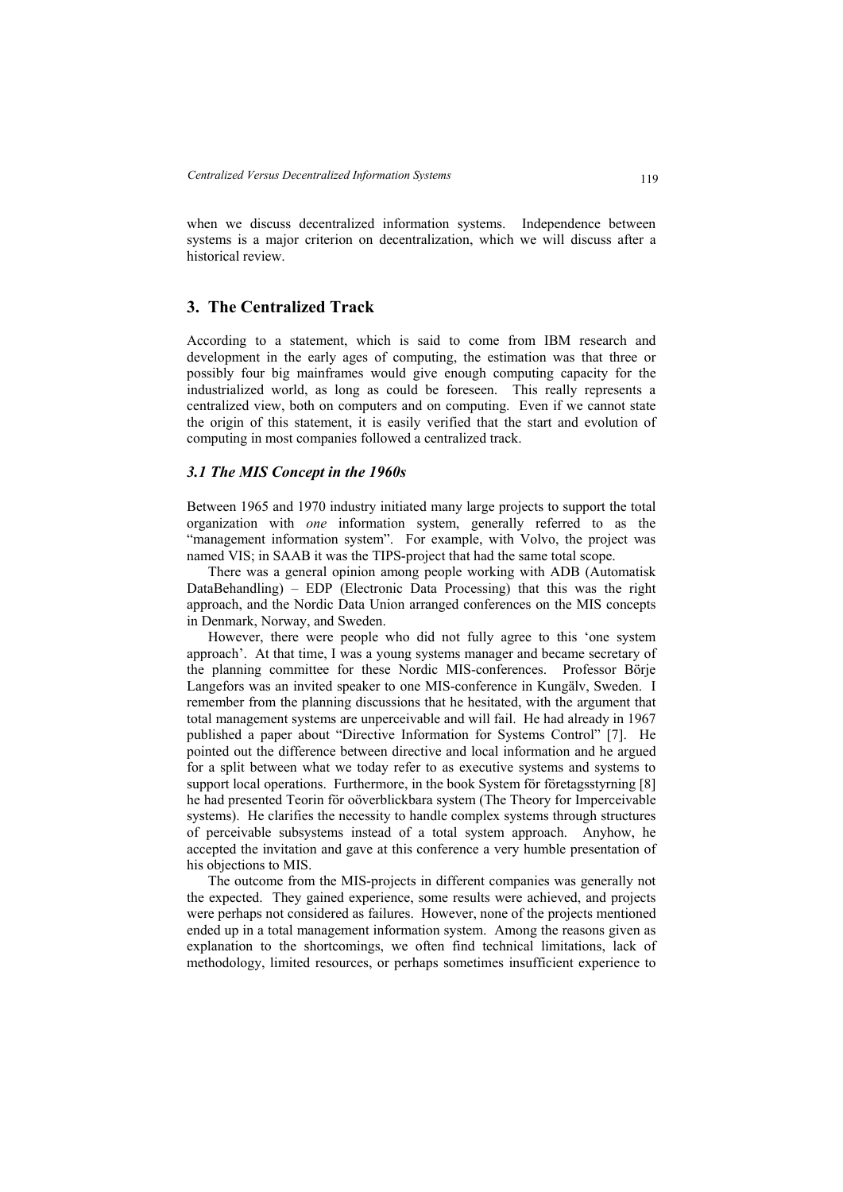when we discuss decentralized information systems. Independence between systems is a major criterion on decentralization, which we will discuss after a historical review.

## 3. The Centralized Track

According to a statement, which is said to come from IBM research and development in the early ages of computing, the estimation was that three or possibly four big mainframes would give enough computing capacity for the industrialized world, as long as could be foreseen. This really represents a centralized view, both on computers and on computing. Even if we cannot state the origin of this statement, it is easily verified that the start and evolution of computing in most companies followed a centralized track.

### *3.1 The MIS Concept in the 1960s*

Between 1965 and 1970 industry initiated many large projects to support the total organization with *one* information system, generally referred to as the "management information system". For example, with Volvo, the project was named VIS; in SAAB it was the TIPS-project that had the same total scope.

There was a general opinion among people working with ADB (Automatisk DataBehandling) – EDP (Electronic Data Processing) that this was the right approach, and the Nordic Data Union arranged conferences on the MIS concepts in Denmark, Norway, and Sweden.

However, there were people who did not fully agree to this 'one system approach'. At that time, I was a young systems manager and became secretary of the planning committee for these Nordic MIS-conferences. Professor Börje Langefors was an invited speaker to one MIS-conference in Kungälv, Sweden. I remember from the planning discussions that he hesitated, with the argument that total management systems are unperceivable and will fail. He had already in 1967 published a paper about "Directive Information for Systems Control" [7]. He pointed out the difference between directive and local information and he argued for a split between what we today refer to as executive systems and systems to support local operations. Furthermore, in the book System för företagsstyrning [8] he had presented Teorin för oöverblickbara system (The Theory for Imperceivable systems). He clarifies the necessity to handle complex systems through structures of perceivable subsystems instead of a total system approach. Anyhow, he accepted the invitation and gave at this conference a very humble presentation of his objections to MIS.

The outcome from the MIS-projects in different companies was generally not the expected. They gained experience, some results were achieved, and projects were perhaps not considered as failures. However, none of the projects mentioned ended up in a total management information system. Among the reasons given as explanation to the shortcomings, we often find technical limitations, lack of methodology, limited resources, or perhaps sometimes insufficient experience to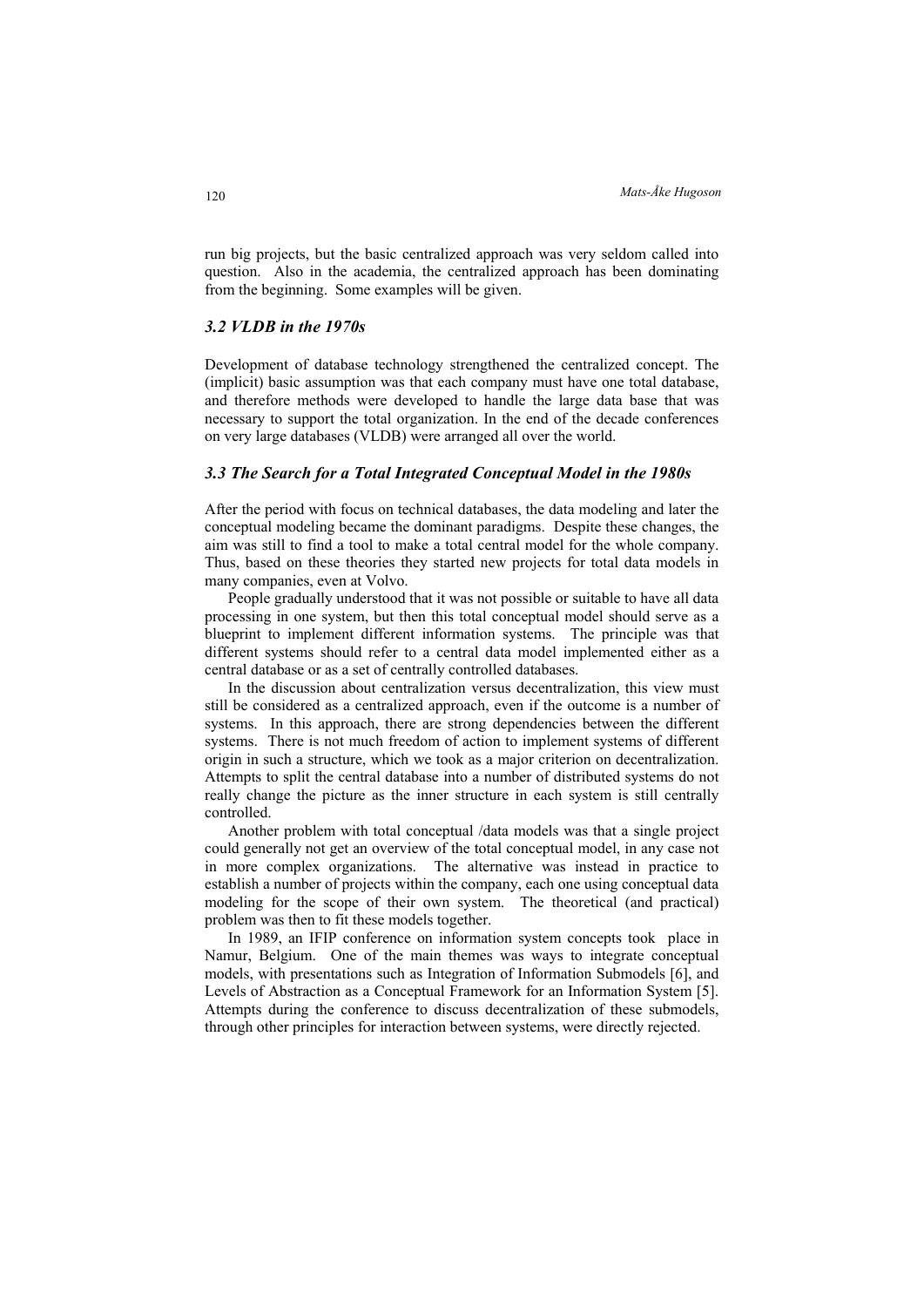run big projects, but the basic centralized approach was very seldom called into question. Also in the academia, the centralized approach has been dominating from the beginning. Some examples will be given.

### *3.2 VLDB in the 1970s*

Development of database technology strengthened the centralized concept. The (implicit) basic assumption was that each company must have one total database, and therefore methods were developed to handle the large data base that was necessary to support the total organization. In the end of the decade conferences on very large databases (VLDB) were arranged all over the world.

### *3.3 The Search for a Total Integrated Conceptual Model in the 1980s*

After the period with focus on technical databases, the data modeling and later the conceptual modeling became the dominant paradigms. Despite these changes, the aim was still to find a tool to make a total central model for the whole company. Thus, based on these theories they started new projects for total data models in many companies, even at Volvo.

People gradually understood that it was not possible or suitable to have all data processing in one system, but then this total conceptual model should serve as a blueprint to implement different information systems. The principle was that different systems should refer to a central data model implemented either as a central database or as a set of centrally controlled databases.

In the discussion about centralization versus decentralization, this view must still be considered as a centralized approach, even if the outcome is a number of systems. In this approach, there are strong dependencies between the different systems. There is not much freedom of action to implement systems of different origin in such a structure, which we took as a major criterion on decentralization. Attempts to split the central database into a number of distributed systems do not really change the picture as the inner structure in each system is still centrally controlled.

Another problem with total conceptual /data models was that a single project could generally not get an overview of the total conceptual model, in any case not in more complex organizations. The alternative was instead in practice to establish a number of projects within the company, each one using conceptual data modeling for the scope of their own system. The theoretical (and practical) problem was then to fit these models together.

In 1989, an IFIP conference on information system concepts took place in Namur, Belgium. One of the main themes was ways to integrate conceptual models, with presentations such as Integration of Information Submodels [6], and Levels of Abstraction as a Conceptual Framework for an Information System [5]. Attempts during the conference to discuss decentralization of these submodels, through other principles for interaction between systems, were directly rejected.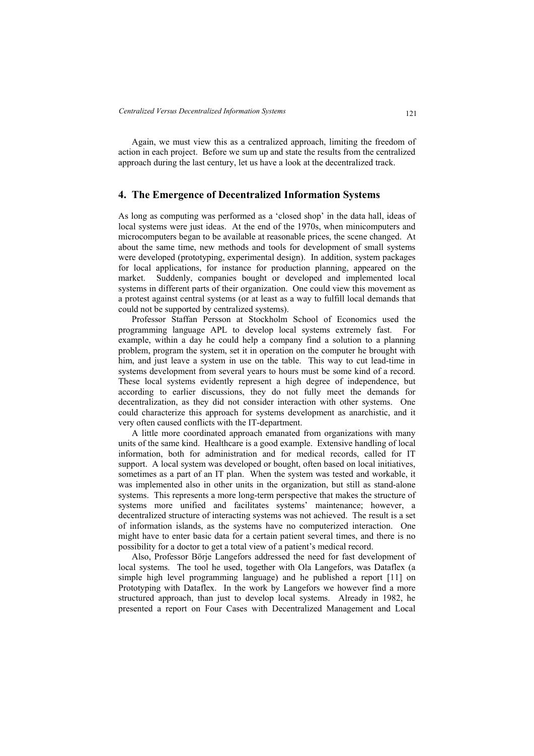Again, we must view this as a centralized approach, limiting the freedom of action in each project. Before we sum up and state the results from the centralized approach during the last century, let us have a look at the decentralized track.

## 4. The Emergence of Decentralized Information Systems

As long as computing was performed as a 'closed shop' in the data hall, ideas of local systems were just ideas. At the end of the 1970s, when minicomputers and microcomputers began to be available at reasonable prices, the scene changed. At about the same time, new methods and tools for development of small systems were developed (prototyping, experimental design). In addition, system packages for local applications, for instance for production planning, appeared on the market. Suddenly, companies bought or developed and implemented local systems in different parts of their organization. One could view this movement as a protest against central systems (or at least as a way to fulfill local demands that could not be supported by centralized systems).

Professor Staffan Persson at Stockholm School of Economics used the programming language APL to develop local systems extremely fast. For example, within a day he could help a company find a solution to a planning problem, program the system, set it in operation on the computer he brought with him, and just leave a system in use on the table. This way to cut lead-time in systems development from several years to hours must be some kind of a record. These local systems evidently represent a high degree of independence, but according to earlier discussions, they do not fully meet the demands for decentralization, as they did not consider interaction with other systems. One could characterize this approach for systems development as anarchistic, and it very often caused conflicts with the IT-department.

A little more coordinated approach emanated from organizations with many units of the same kind. Healthcare is a good example. Extensive handling of local information, both for administration and for medical records, called for IT support. A local system was developed or bought, often based on local initiatives, sometimes as a part of an IT plan. When the system was tested and workable, it was implemented also in other units in the organization, but still as stand-alone systems. This represents a more long-term perspective that makes the structure of systems more unified and facilitates systems' maintenance; however, a decentralized structure of interacting systems was not achieved. The result is a set of information islands, as the systems have no computerized interaction. One might have to enter basic data for a certain patient several times, and there is no possibility for a doctor to get a total view of a patient's medical record.

Also, Professor Börje Langefors addressed the need for fast development of local systems. The tool he used, together with Ola Langefors, was Dataflex (a simple high level programming language) and he published a report [11] on Prototyping with Dataflex. In the work by Langefors we however find a more structured approach, than just to develop local systems. Already in 1982, he presented a report on Four Cases with Decentralized Management and Local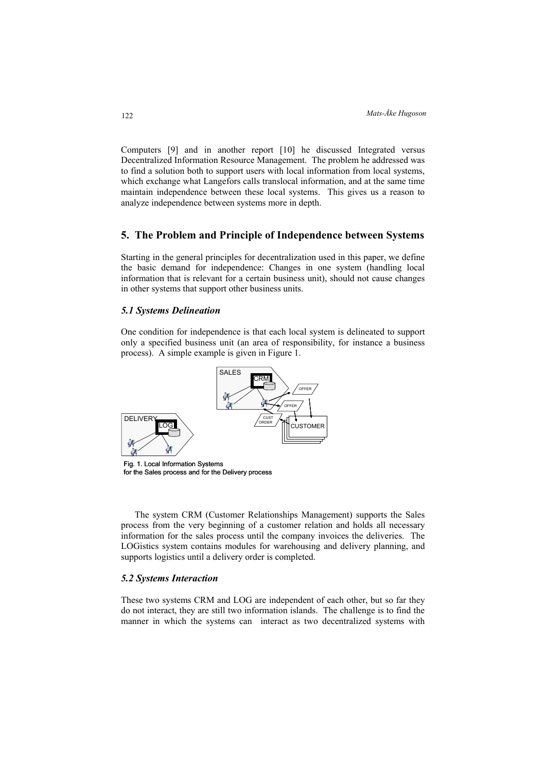Computers [9] and in another report [10] he discussed Integrated versus Decentralized Information Resource Management. The problem he addressed was to find a solution both to support users with local information from local systems, which exchange what Langefors calls translocal information, and at the same time maintain independence between these local systems. This gives us a reason to analyze independence between systems more in depth.

## 5. The Problem and Principle of Independence between Systems

Starting in the general principles for decentralization used in this paper, we define the basic demand for independence: Changes in one system (handling local information that is relevant for a certain business unit), should not cause changes in other systems that support other business units.

### *5.1 Systems Delineation*

One condition for independence is that each local system is delineated to support only a specified business unit (an area of responsibility, for instance a business process). A simple example is given in Figure 1.

Fig. 1. Local Information Systems for the Sales process and for the Delivery process

The system CRM (Customer Relationships Management) supports the Sales process from the very beginning of a customer relation and holds all necessary information for the sales process until the company invoices the deliveries. The LOGistics system contains modules for warehousing and delivery planning, and supports logistics until a delivery order is completed.

### *5.2 Systems Interaction*

These two systems CRM and LOG are independent of each other, but so far they do not interact, they are still two information islands. The challenge is to find the manner in which the systems can interact as two decentralized systems with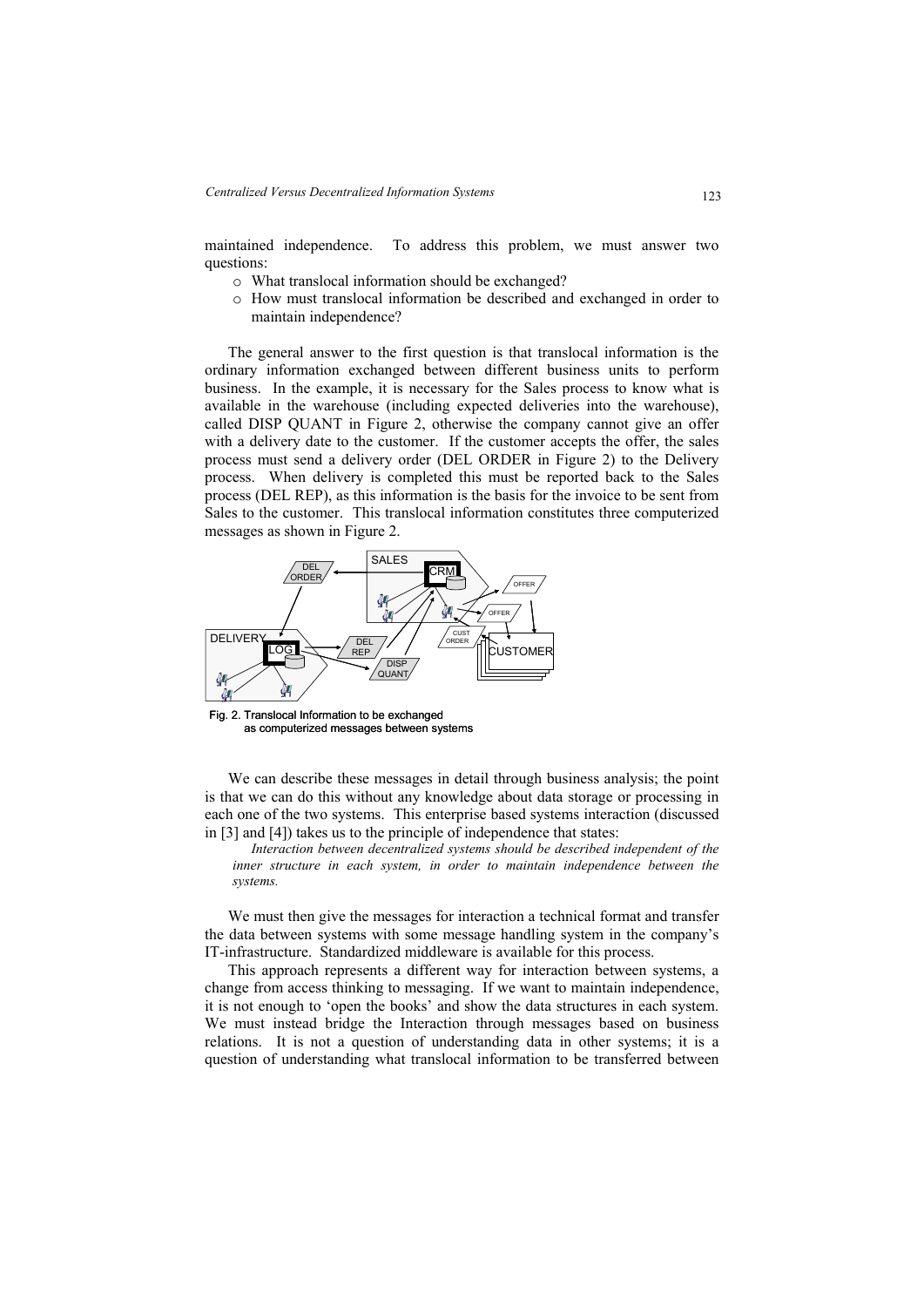maintained independence. To address this problem, we must answer two questions:

- What translocal information should be exchanged?
- How must translocal information be described and exchanged in order to maintain independence?

The general answer to the first question is that translocal information is the ordinary information exchanged between different business units to perform business. In the example, it is necessary for the Sales process to know what is available in the warehouse (including expected deliveries into the warehouse), called DISP QUANT in Figure 2, otherwise the company cannot give an offer with a delivery date to the customer. If the customer accepts the offer, the sales process must send a delivery order (DEL ORDER in Figure 2) to the Delivery process. When delivery is completed this must be reported back to the Sales process (DEL REP), as this information is the basis for the invoice to be sent from Sales to the customer. This translocal information constitutes three computerized messages as shown in Figure 2.

SALES
CRM
DEL ORDER
OFFER
OFFER
CUST ORDER
CUSTOMER
DELIVERY
LOG
DEL REP
DISP QUANT

Fig. 2. Translocal Information to be exchanged as computerized messages between systems

We can describe these messages in detail through business analysis; the point is that we can do this without any knowledge about data storage or processing in each one of the two systems. This enterprise based systems interaction (discussed in [3] and [4]) takes us to the principle of independence that states:

> *Interaction between decentralized systems should be described independent of the inner structure in each system, in order to maintain independence between the systems.*

We must then give the messages for interaction a technical format and transfer the data between systems with some message handling system in the company's IT-infrastructure. Standardized middleware is available for this process.

This approach represents a different way for interaction between systems, a change from access thinking to messaging. If we want to maintain independence, it is not enough to 'open the books' and show the data structures in each system. We must instead bridge the Interaction through messages based on business relations. It is not a question of understanding data in other systems; it is a question of understanding what translocal information to be transferred between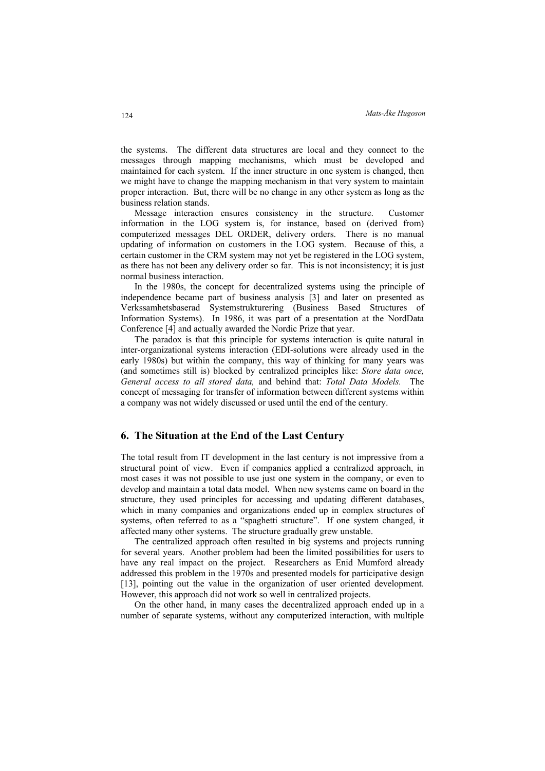the systems. The different data structures are local and they connect to the messages through mapping mechanisms, which must be developed and maintained for each system. If the inner structure in one system is changed, then we might have to change the mapping mechanism in that very system to maintain proper interaction. But, there will be no change in any other system as long as the business relation stands.

Message interaction ensures consistency in the structure. Customer information in the LOG system is, for instance, based on (derived from) computerized messages DEL ORDER, delivery orders. There is no manual updating of information on customers in the LOG system. Because of this, a certain customer in the CRM system may not yet be registered in the LOG system, as there has not been any delivery order so far. This is not inconsistency; it is just normal business interaction.

In the 1980s, the concept for decentralized systems using the principle of independence became part of business analysis [3] and later on presented as Verkssamhetsbaserad Systemstrukturering (Business Based Structures of Information Systems). In 1986, it was part of a presentation at the NordData Conference [4] and actually awarded the Nordic Prize that year.

The paradox is that this principle for systems interaction is quite natural in inter-organizational systems interaction (EDI-solutions were already used in the early 1980s) but within the company, this way of thinking for many years was (and sometimes still is) blocked by centralized principles like: *Store data once, General access to all stored data,* and behind that: *Total Data Models.* The concept of messaging for transfer of information between different systems within a company was not widely discussed or used until the end of the century.

## 6. The Situation at the End of the Last Century

The total result from IT development in the last century is not impressive from a structural point of view. Even if companies applied a centralized approach, in most cases it was not possible to use just one system in the company, or even to develop and maintain a total data model. When new systems came on board in the structure, they used principles for accessing and updating different databases, which in many companies and organizations ended up in complex structures of systems, often referred to as a "spaghetti structure". If one system changed, it affected many other systems. The structure gradually grew unstable.

The centralized approach often resulted in big systems and projects running for several years. Another problem had been the limited possibilities for users to have any real impact on the project. Researchers as Enid Mumford already addressed this problem in the 1970s and presented models for participative design [13], pointing out the value in the organization of user oriented development. However, this approach did not work so well in centralized projects.

On the other hand, in many cases the decentralized approach ended up in a number of separate systems, without any computerized interaction, with multiple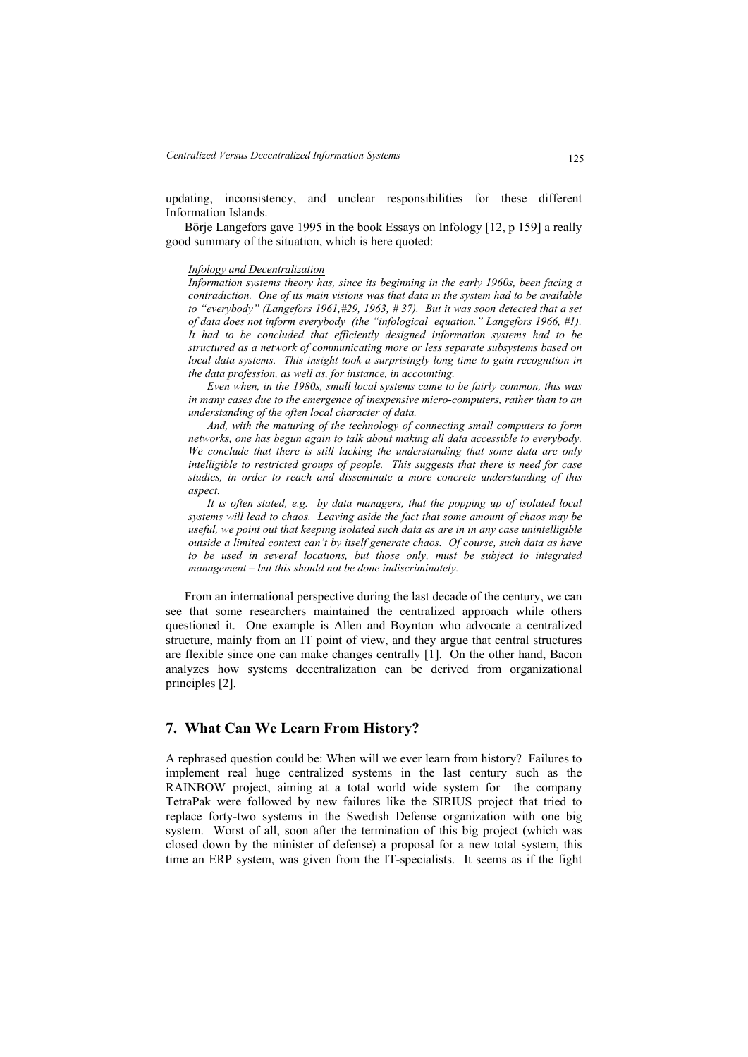updating, inconsistency, and unclear responsibilities for these different Information Islands.

Börje Langefors gave 1995 in the book Essays on Infology [12, p 159] a really good summary of the situation, which is here quoted:

> *Infology and Decentralization*
>
> *Information systems theory has, since its beginning in the early 1960s, been facing a contradiction. One of its main visions was that data in the system had to be available to "everybody" (Langefors 1961,#29, 1963, # 37). But it was soon detected that a set of data does not inform everybody (the "infological equation." Langefors 1966, #1). It had to be concluded that efficiently designed information systems had to be structured as a network of communicating more or less separate subsystems based on local data systems. This insight took a surprisingly long time to gain recognition in the data profession, as well as, for instance, in accounting.*
>
> *Even when, in the 1980s, small local systems came to be fairly common, this was in many cases due to the emergence of inexpensive micro-computers, rather than to an understanding of the often local character of data.*
>
> *And, with the maturing of the technology of connecting small computers to form networks, one has begun again to talk about making all data accessible to everybody. We conclude that there is still lacking the understanding that some data are only intelligible to restricted groups of people. This suggests that there is need for case studies, in order to reach and disseminate a more concrete understanding of this aspect.*
>
> *It is often stated, e.g. by data managers, that the popping up of isolated local systems will lead to chaos. Leaving aside the fact that some amount of chaos may be useful, we point out that keeping isolated such data as are in in any case unintelligible outside a limited context can't by itself generate chaos. Of course, such data as have to be used in several locations, but those only, must be subject to integrated management – but this should not be done indiscriminately.*

From an international perspective during the last decade of the century, we can see that some researchers maintained the centralized approach while others questioned it. One example is Allen and Boynton who advocate a centralized structure, mainly from an IT point of view, and they argue that central structures are flexible since one can make changes centrally [1]. On the other hand, Bacon analyzes how systems decentralization can be derived from organizational principles [2].

## 7. What Can We Learn From History?

A rephrased question could be: When will we ever learn from history? Failures to implement real huge centralized systems in the last century such as the RAINBOW project, aiming at a total world wide system for the company TetraPak were followed by new failures like the SIRIUS project that tried to replace forty-two systems in the Swedish Defense organization with one big system. Worst of all, soon after the termination of this big project (which was closed down by the minister of defense) a proposal for a new total system, this time an ERP system, was given from the IT-specialists. It seems as if the fight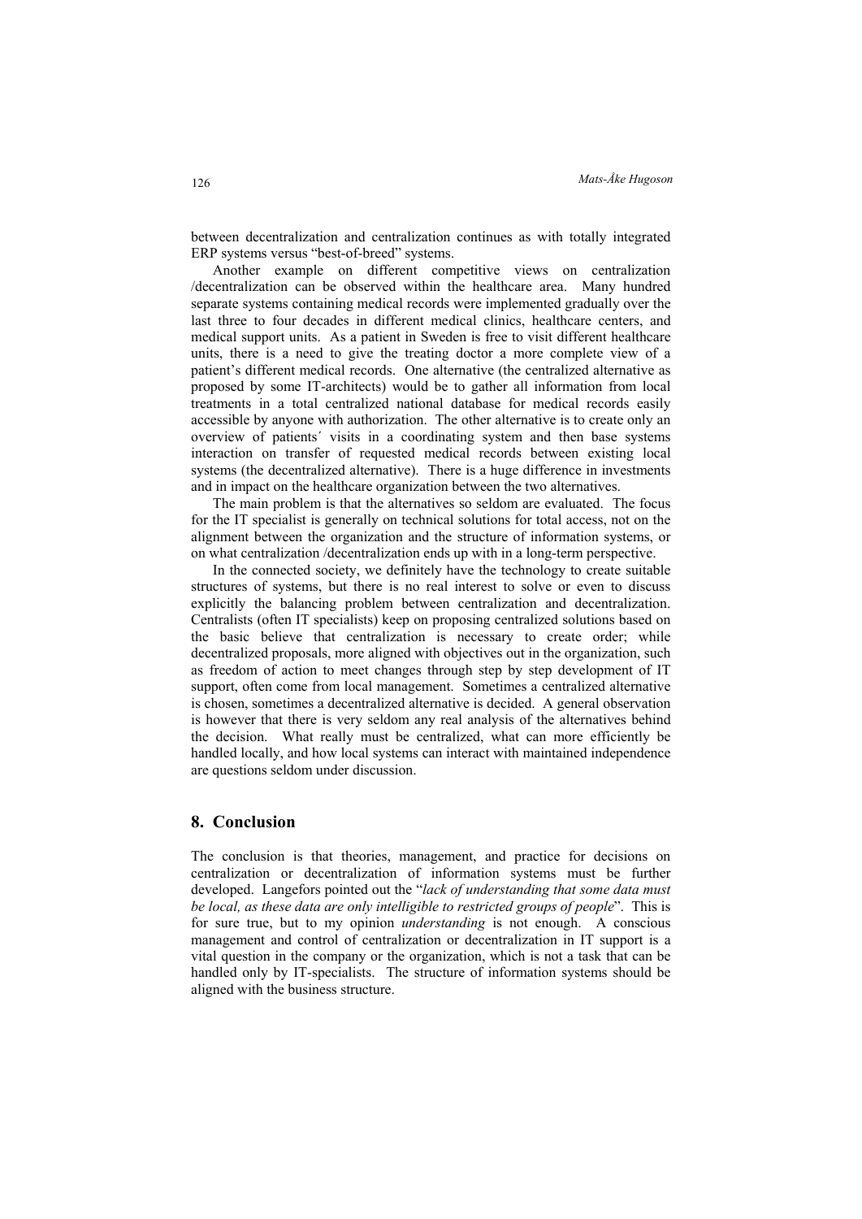between decentralization and centralization continues as with totally integrated ERP systems versus "best-of-breed" systems.

Another example on different competitive views on centralization /decentralization can be observed within the healthcare area. Many hundred separate systems containing medical records were implemented gradually over the last three to four decades in different medical clinics, healthcare centers, and medical support units. As a patient in Sweden is free to visit different healthcare units, there is a need to give the treating doctor a more complete view of a patient's different medical records. One alternative (the centralized alternative as proposed by some IT-architects) would be to gather all information from local treatments in a total centralized national database for medical records easily accessible by anyone with authorization. The other alternative is to create only an overview of patients´ visits in a coordinating system and then base systems interaction on transfer of requested medical records between existing local systems (the decentralized alternative). There is a huge difference in investments and in impact on the healthcare organization between the two alternatives.

The main problem is that the alternatives so seldom are evaluated. The focus for the IT specialist is generally on technical solutions for total access, not on the alignment between the organization and the structure of information systems, or on what centralization /decentralization ends up with in a long-term perspective.

In the connected society, we definitely have the technology to create suitable structures of systems, but there is no real interest to solve or even to discuss explicitly the balancing problem between centralization and decentralization. Centralists (often IT specialists) keep on proposing centralized solutions based on the basic believe that centralization is necessary to create order; while decentralized proposals, more aligned with objectives out in the organization, such as freedom of action to meet changes through step by step development of IT support, often come from local management. Sometimes a centralized alternative is chosen, sometimes a decentralized alternative is decided. A general observation is however that there is very seldom any real analysis of the alternatives behind the decision. What really must be centralized, what can more efficiently be handled locally, and how local systems can interact with maintained independence are questions seldom under discussion.

## 8. Conclusion

The conclusion is that theories, management, and practice for decisions on centralization or decentralization of information systems must be further developed. Langefors pointed out the "*lack of understanding that some data must be local, as these data are only intelligible to restricted groups of people*". This is for sure true, but to my opinion *understanding* is not enough. A conscious management and control of centralization or decentralization in IT support is a vital question in the company or the organization, which is not a task that can be handled only by IT-specialists. The structure of information systems should be aligned with the business structure.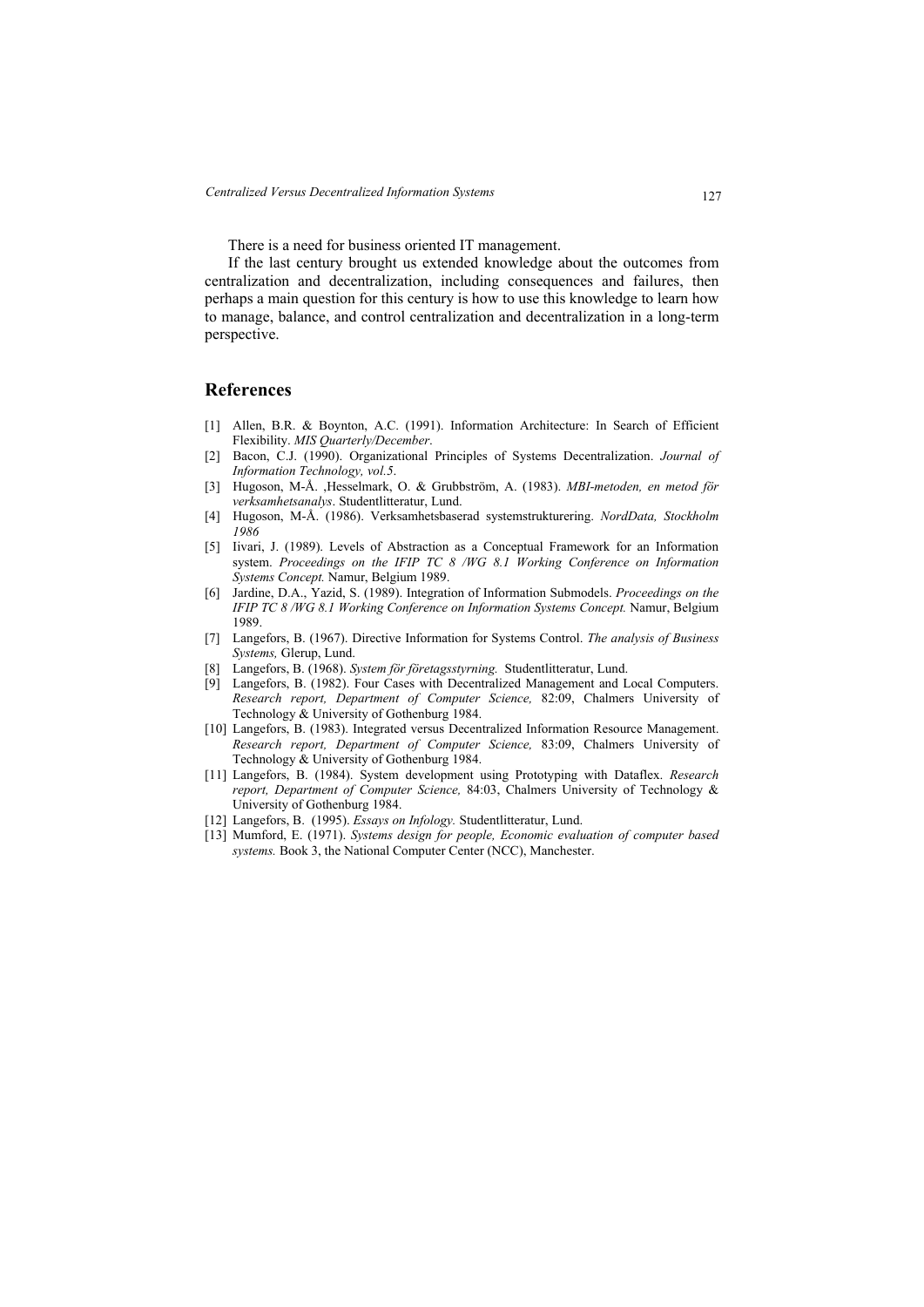There is a need for business oriented IT management.

If the last century brought us extended knowledge about the outcomes from centralization and decentralization, including consequences and failures, then perhaps a main question for this century is how to use this knowledge to learn how to manage, balance, and control centralization and decentralization in a long-term perspective.

## References

[1] Allen, B.R. & Boynton, A.C. (1991). Information Architecture: In Search of Efficient Flexibility. *MIS Quarterly/December*.

[2] Bacon, C.J. (1990). Organizational Principles of Systems Decentralization. *Journal of Information Technology, vol.5*.

[3] Hugoson, M-Å. ,Hesselmark, O. & Grubbström, A. (1983). *MBI-metoden, en metod för verksamhetsanalys*. Studentlitteratur, Lund.

[4] Hugoson, M-Å. (1986). Verksamhetsbaserad systemstrukturering. *NordData, Stockholm 1986*

[5] Iivari, J. (1989). Levels of Abstraction as a Conceptual Framework for an Information system. *Proceedings on the IFIP TC 8 /WG 8.1 Working Conference on Information Systems Concept.* Namur, Belgium 1989.

[6] Jardine, D.A., Yazid, S. (1989). Integration of Information Submodels. *Proceedings on the IFIP TC 8 /WG 8.1 Working Conference on Information Systems Concept.* Namur, Belgium 1989.

[7] Langefors, B. (1967). Directive Information for Systems Control. *The analysis of Business Systems,* Glerup, Lund.

[8] Langefors, B. (1968). *System för företagsstyrning.* Studentlitteratur, Lund.

[9] Langefors, B. (1982). Four Cases with Decentralized Management and Local Computers. *Research report, Department of Computer Science,* 82:09, Chalmers University of Technology & University of Gothenburg 1984.

[10] Langefors, B. (1983). Integrated versus Decentralized Information Resource Management. *Research report, Department of Computer Science,* 83:09, Chalmers University of Technology & University of Gothenburg 1984.

[11] Langefors, B. (1984). System development using Prototyping with Dataflex. *Research report, Department of Computer Science,* 84:03, Chalmers University of Technology & University of Gothenburg 1984.

[12] Langefors, B. (1995). *Essays on Infology.* Studentlitteratur, Lund.

[13] Mumford, E. (1971). *Systems design for people, Economic evaluation of computer based systems.* Book 3, the National Computer Center (NCC), Manchester.